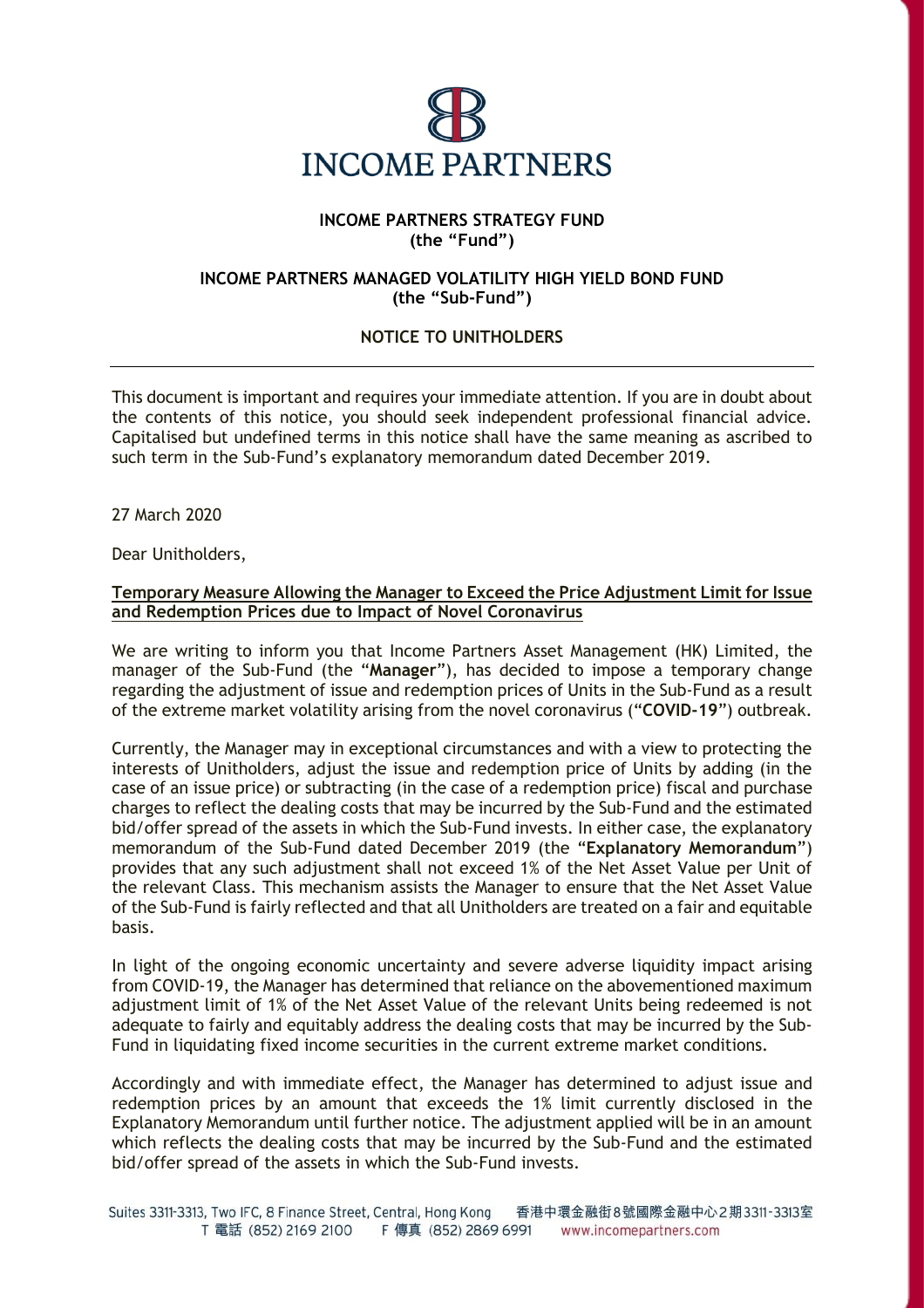**INCOME PARTNERS**

**INCOME PARTNERS STRATEGY FUND**
**(the "Fund")**

**INCOME PARTNERS MANAGED VOLATILITY HIGH YIELD BOND FUND**
**(the "Sub-Fund")**

**NOTICE TO UNITHOLDERS**

---

This document is important and requires your immediate attention. If you are in doubt about the contents of this notice, you should seek independent professional financial advice. Capitalised but undefined terms in this notice shall have the same meaning as ascribed to such term in the Sub-Fund's explanatory memorandum dated December 2019.

27 March 2020

Dear Unitholders,

**Temporary Measure Allowing the Manager to Exceed the Price Adjustment Limit for Issue and Redemption Prices due to Impact of Novel Coronavirus**

We are writing to inform you that Income Partners Asset Management (HK) Limited, the manager of the Sub-Fund (the "**Manager**"), has decided to impose a temporary change regarding the adjustment of issue and redemption prices of Units in the Sub-Fund as a result of the extreme market volatility arising from the novel coronavirus ("**COVID-19**") outbreak.

Currently, the Manager may in exceptional circumstances and with a view to protecting the interests of Unitholders, adjust the issue and redemption price of Units by adding (in the case of an issue price) or subtracting (in the case of a redemption price) fiscal and purchase charges to reflect the dealing costs that may be incurred by the Sub-Fund and the estimated bid/offer spread of the assets in which the Sub-Fund invests. In either case, the explanatory memorandum of the Sub-Fund dated December 2019 (the "**Explanatory Memorandum**") provides that any such adjustment shall not exceed 1% of the Net Asset Value per Unit of the relevant Class. This mechanism assists the Manager to ensure that the Net Asset Value of the Sub-Fund is fairly reflected and that all Unitholders are treated on a fair and equitable basis.

In light of the ongoing economic uncertainty and severe adverse liquidity impact arising from COVID-19, the Manager has determined that reliance on the abovementioned maximum adjustment limit of 1% of the Net Asset Value of the relevant Units being redeemed is not adequate to fairly and equitably address the dealing costs that may be incurred by the Sub-Fund in liquidating fixed income securities in the current extreme market conditions.

Accordingly and with immediate effect, the Manager has determined to adjust issue and redemption prices by an amount that exceeds the 1% limit currently disclosed in the Explanatory Memorandum until further notice. The adjustment applied will be in an amount which reflects the dealing costs that may be incurred by the Sub-Fund and the estimated bid/offer spread of the assets in which the Sub-Fund invests.

Suites 3311-3313, Two IFC, 8 Finance Street, Central, Hong Kong 香港中環金融街8號國際金融中心2期3311-3313室
T 電話 (852) 2169 2100 F 傳真 (852) 2869 6991 www.incomepartners.com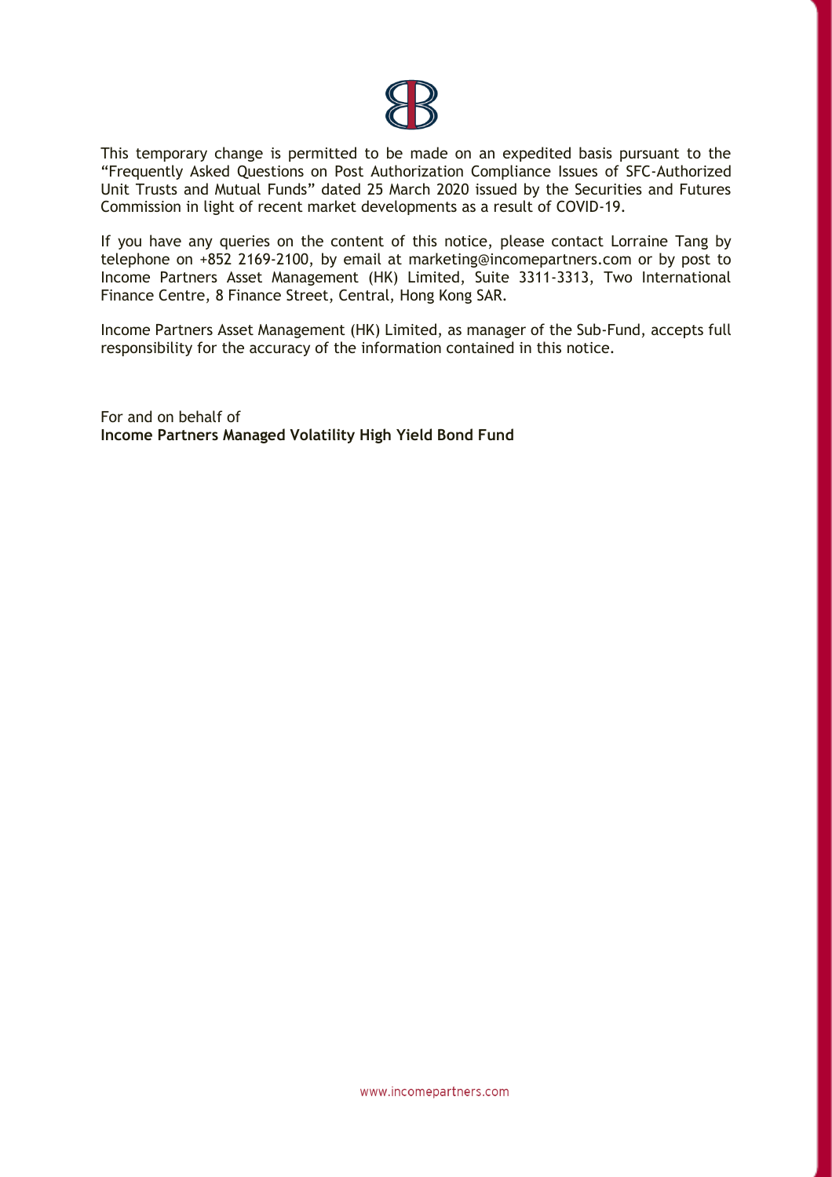This temporary change is permitted to be made on an expedited basis pursuant to the "Frequently Asked Questions on Post Authorization Compliance Issues of SFC-Authorized Unit Trusts and Mutual Funds" dated 25 March 2020 issued by the Securities and Futures Commission in light of recent market developments as a result of COVID-19.

If you have any queries on the content of this notice, please contact Lorraine Tang by telephone on +852 2169-2100, by email at marketing@incomepartners.com or by post to Income Partners Asset Management (HK) Limited, Suite 3311-3313, Two International Finance Centre, 8 Finance Street, Central, Hong Kong SAR.

Income Partners Asset Management (HK) Limited, as manager of the Sub-Fund, accepts full responsibility for the accuracy of the information contained in this notice.

For and on behalf of
**Income Partners Managed Volatility High Yield Bond Fund**